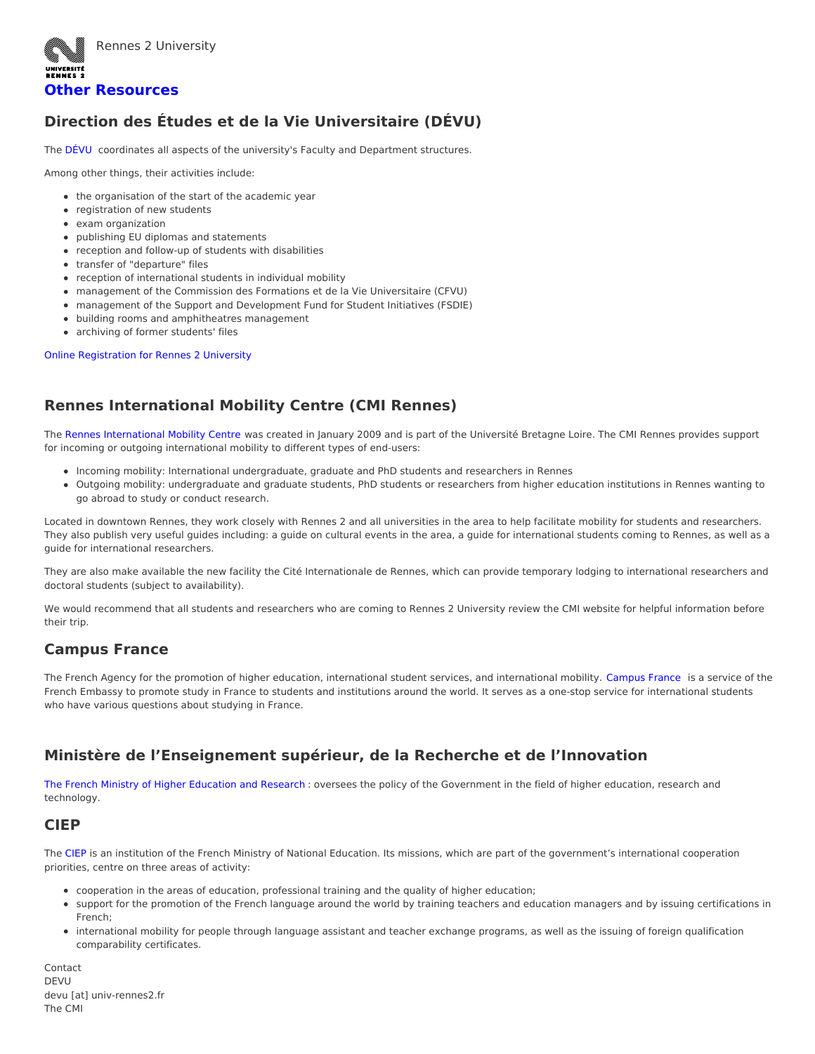Rennes 2 University

# Other Resources

## Direction des Études et de la Vie Universitaire (DÉVU)

The DÉVU coordinates all aspects of the university's Faculty and Department structures.

Among other things, their activities include:

- the organisation of the start of the academic year
- registration of new students
- exam organization
- publishing EU diplomas and statements
- reception and follow-up of students with disabilities
- transfer of "departure" files
- reception of international students in individual mobility
- management of the Commission des Formations et de la Vie Universitaire (CFVU)
- management of the Support and Development Fund for Student Initiatives (FSDIE)
- building rooms and amphitheatres management
- archiving of former students' files

Online Registration for Rennes 2 University

## Rennes International Mobility Centre (CMI Rennes)

The Rennes International Mobility Centre was created in January 2009 and is part of the Université Bretagne Loire. The CMI Rennes provides support for incoming or outgoing international mobility to different types of end-users:

- Incoming mobility: International undergraduate, graduate and PhD students and researchers in Rennes
- Outgoing mobility: undergraduate and graduate students, PhD students or researchers from higher education institutions in Rennes wanting to go abroad to study or conduct research.

Located in downtown Rennes, they work closely with Rennes 2 and all universities in the area to help facilitate mobility for students and researchers. They also publish very useful guides including: a guide on cultural events in the area, a guide for international students coming to Rennes, as well as a guide for international researchers.

They are also make available the new facility the Cité Internationale de Rennes, which can provide temporary lodging to international researchers and doctoral students (subject to availability).

We would recommend that all students and researchers who are coming to Rennes 2 University review the CMI website for helpful information before their trip.

## Campus France

The French Agency for the promotion of higher education, international student services, and international mobility. Campus France is a service of the French Embassy to promote study in France to students and institutions around the world. It serves as a one-stop service for international students who have various questions about studying in France.

## Ministère de l'Enseignement supérieur, de la Recherche et de l'Innovation

The French Ministry of Higher Education and Research : oversees the policy of the Government in the field of higher education, research and technology.

## CIEP

The CIEP is an institution of the French Ministry of National Education. Its missions, which are part of the government's international cooperation priorities, centre on three areas of activity:

- cooperation in the areas of education, professional training and the quality of higher education;
- support for the promotion of the French language around the world by training teachers and education managers and by issuing certifications in French;
- international mobility for people through language assistant and teacher exchange programs, as well as the issuing of foreign qualification comparability certificates.

Contact
DEVU
devu [at] univ-rennes2.fr
The CMI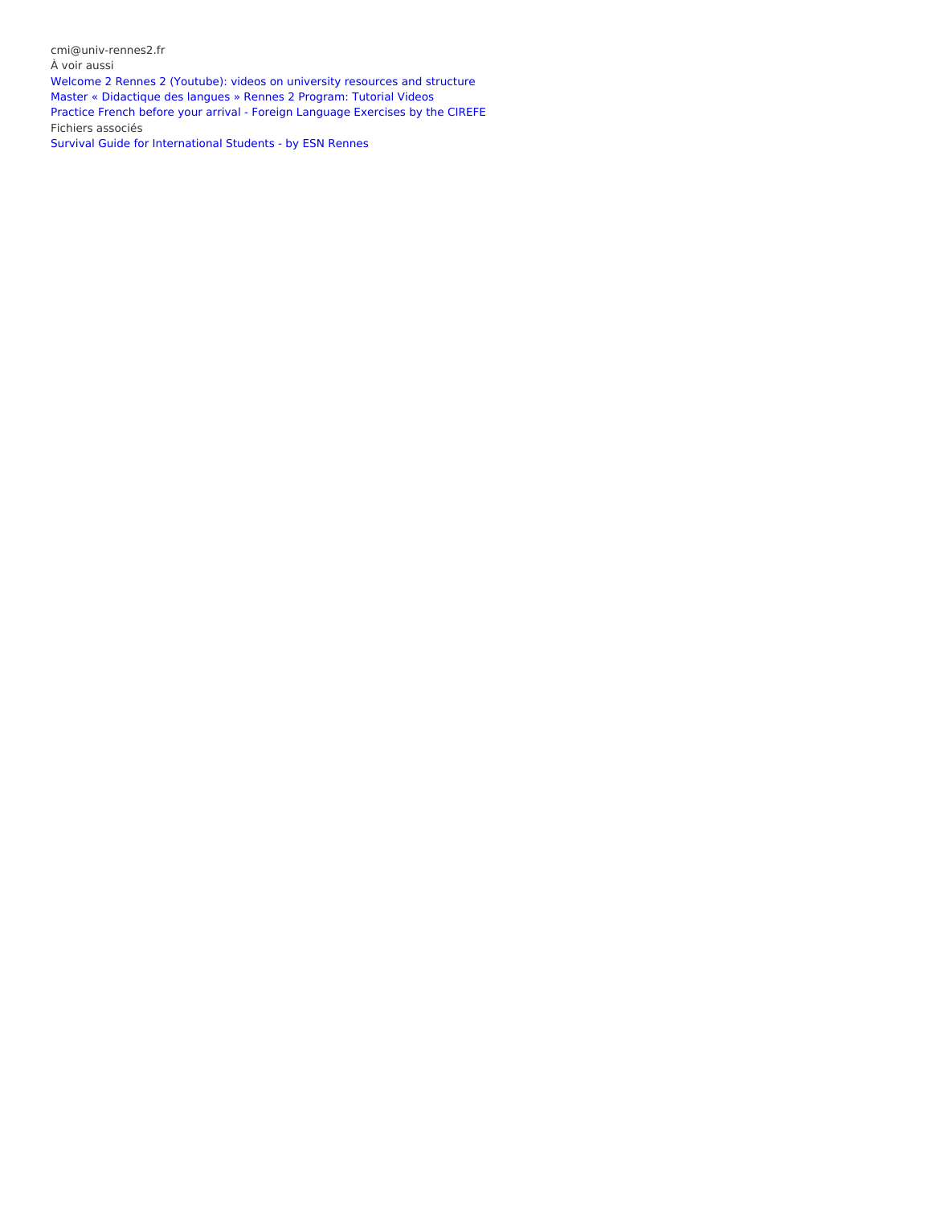cmi@univ-rennes2.fr

À voir aussi

Welcome 2 Rennes 2 (Youtube): videos on university resources and structure

Master « Didactique des langues » Rennes 2 Program: Tutorial Videos

Practice French before your arrival - Foreign Language Exercises by the CIREFE

Fichiers associés

Survival Guide for International Students - by ESN Rennes